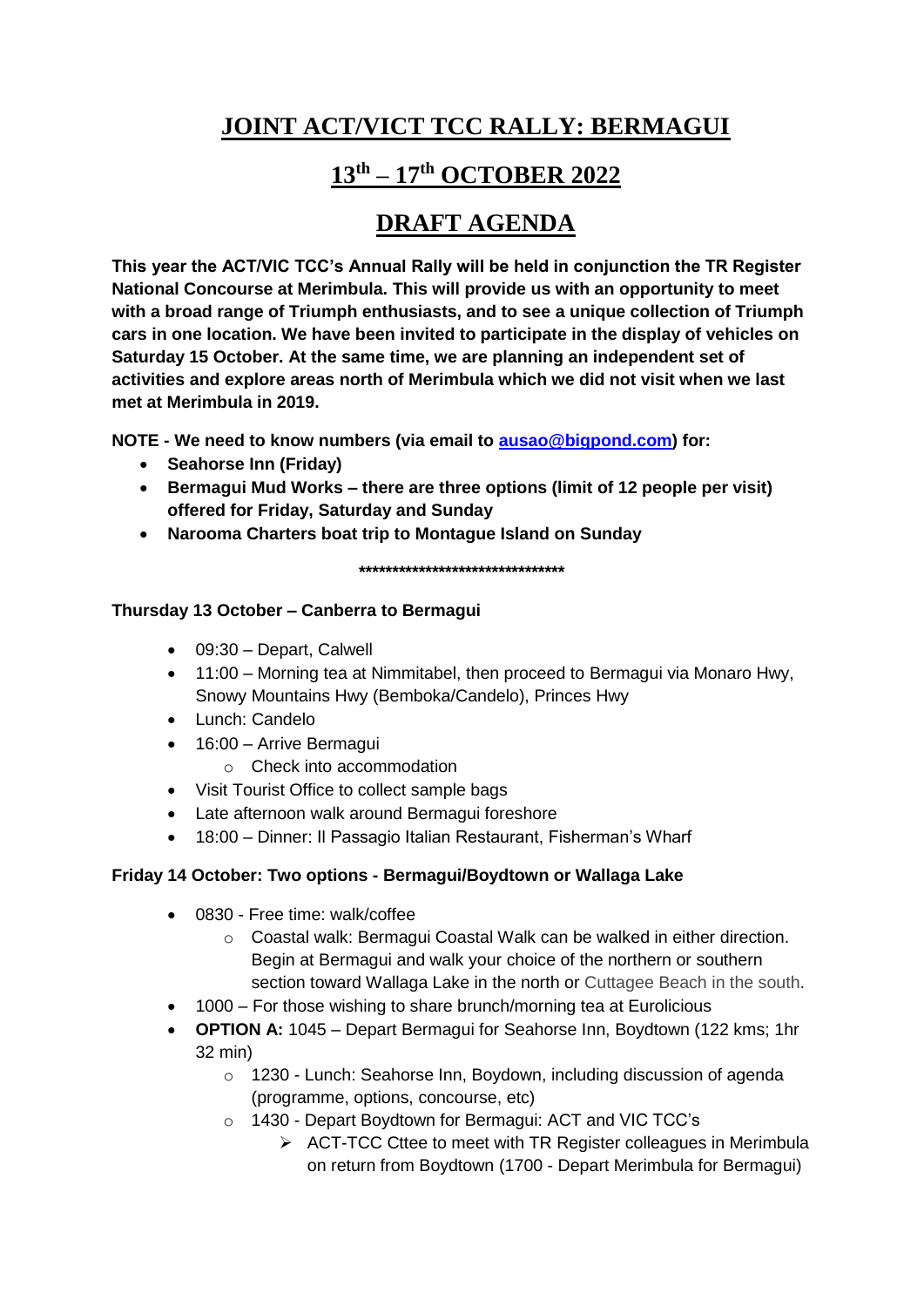# JOINT ACT/VICT TCC RALLY: BERMAGUI

# 13th – 17th OCTOBER 2022

# DRAFT AGENDA

**This year the ACT/VIC TCC's Annual Rally will be held in conjunction the TR Register National Concourse at Merimbula. This will provide us with an opportunity to meet with a broad range of Triumph enthusiasts, and to see a unique collection of Triumph cars in one location. We have been invited to participate in the display of vehicles on Saturday 15 October. At the same time, we are planning an independent set of activities and explore areas north of Merimbula which we did not visit when we last met at Merimbula in 2019.**

**NOTE - We need to know numbers (via email to ausao@bigpond.com) for:**

- **Seahorse Inn (Friday)**
- **Bermagui Mud Works – there are three options (limit of 12 people per visit) offered for Friday, Saturday and Sunday**
- **Narooma Charters boat trip to Montague Island on Sunday**

\*\*\*\*\*\*\*\*\*\*\*\*\*\*\*\*\*\*\*\*\*\*\*\*\*\*\*\*\*\*\*\*

**Thursday 13 October – Canberra to Bermagui**

- 09:30 – Depart, Calwell
- 11:00 – Morning tea at Nimmitabel, then proceed to Bermagui via Monaro Hwy, Snowy Mountains Hwy (Bemboka/Candelo), Princes Hwy
- Lunch: Candelo
- 16:00 – Arrive Bermagui
  - Check into accommodation
- Visit Tourist Office to collect sample bags
- Late afternoon walk around Bermagui foreshore
- 18:00 – Dinner: Il Passagio Italian Restaurant, Fisherman's Wharf

**Friday 14 October: Two options - Bermagui/Boydtown or Wallaga Lake**

- 0830 - Free time: walk/coffee
  - Coastal walk: Bermagui Coastal Walk can be walked in either direction. Begin at Bermagui and walk your choice of the northern or southern section toward Wallaga Lake in the north or Cuttagee Beach in the south.
- 1000 – For those wishing to share brunch/morning tea at Eurolicious
- **OPTION A:** 1045 – Depart Bermagui for Seahorse Inn, Boydtown (122 kms; 1hr 32 min)
  - 1230 - Lunch: Seahorse Inn, Boydown, including discussion of agenda (programme, options, concourse, etc)
  - 1430 - Depart Boydtown for Bermagui: ACT and VIC TCC's
    - ACT-TCC Cttee to meet with TR Register colleagues in Merimbula on return from Boydtown (1700 - Depart Merimbula for Bermagui)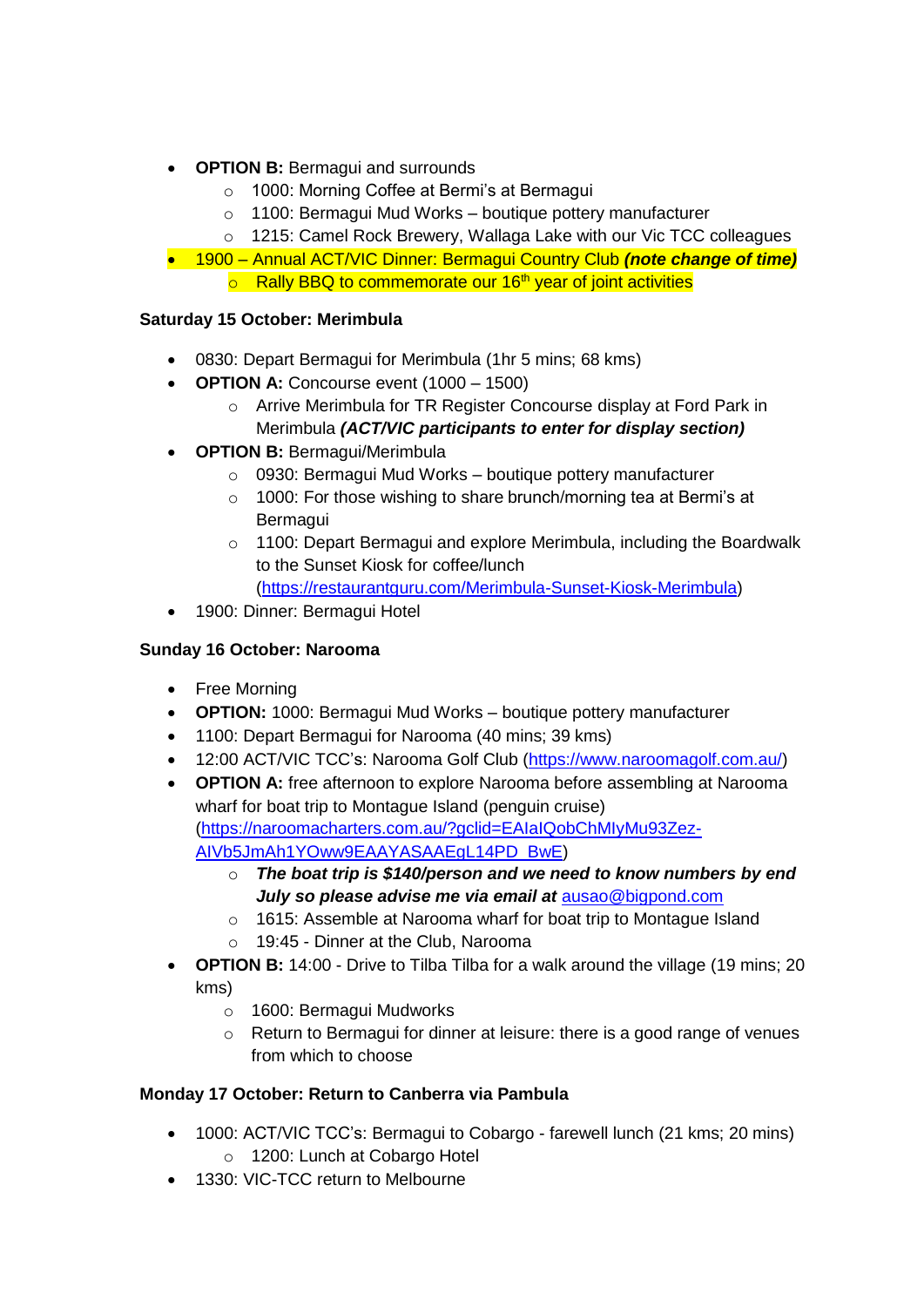- **OPTION B:** Bermagui and surrounds
    - 1000: Morning Coffee at Bermi's at Bermagui
    - 1100: Bermagui Mud Works – boutique pottery manufacturer
    - 1215: Camel Rock Brewery, Wallaga Lake with our Vic TCC colleagues
- 1900 – Annual ACT/VIC Dinner: Bermagui Country Club ***(note change of time)***
    - Rally BBQ to commemorate our 16th year of joint activities

**Saturday 15 October: Merimbula**

- 0830: Depart Bermagui for Merimbula (1hr 5 mins; 68 kms)
- **OPTION A:** Concourse event (1000 – 1500)
    - Arrive Merimbula for TR Register Concourse display at Ford Park in Merimbula ***(ACT/VIC participants to enter for display section)***
- **OPTION B:** Bermagui/Merimbula
    - 0930: Bermagui Mud Works – boutique pottery manufacturer
    - 1000: For those wishing to share brunch/morning tea at Bermi's at Bermagui
    - 1100: Depart Bermagui and explore Merimbula, including the Boardwalk to the Sunset Kiosk for coffee/lunch (https://restaurantguru.com/Merimbula-Sunset-Kiosk-Merimbula)
- 1900: Dinner: Bermagui Hotel

**Sunday 16 October: Narooma**

- Free Morning
- **OPTION:** 1000: Bermagui Mud Works – boutique pottery manufacturer
- 1100: Depart Bermagui for Narooma (40 mins; 39 kms)
- 12:00 ACT/VIC TCC's: Narooma Golf Club (https://www.naroomagolf.com.au/)
- **OPTION A:** free afternoon to explore Narooma before assembling at Narooma wharf for boat trip to Montague Island (penguin cruise) (https://naroomacharters.com.au/?gclid=EAIaIQobChMIyMu93Zez-AIVb5JmAh1YOww9EAAYASAAEgL14PD_BwE)
    - ***The boat trip is $140/person and we need to know numbers by end July so please advise me via email at*** ausao@bigpond.com
    - 1615: Assemble at Narooma wharf for boat trip to Montague Island
    - 19:45 - Dinner at the Club, Narooma
- **OPTION B:** 14:00 - Drive to Tilba Tilba for a walk around the village (19 mins; 20 kms)
    - 1600: Bermagui Mudworks
    - Return to Bermagui for dinner at leisure: there is a good range of venues from which to choose

**Monday 17 October: Return to Canberra via Pambula**

- 1000: ACT/VIC TCC's: Bermagui to Cobargo - farewell lunch (21 kms; 20 mins)
    - 1200: Lunch at Cobargo Hotel
- 1330: VIC-TCC return to Melbourne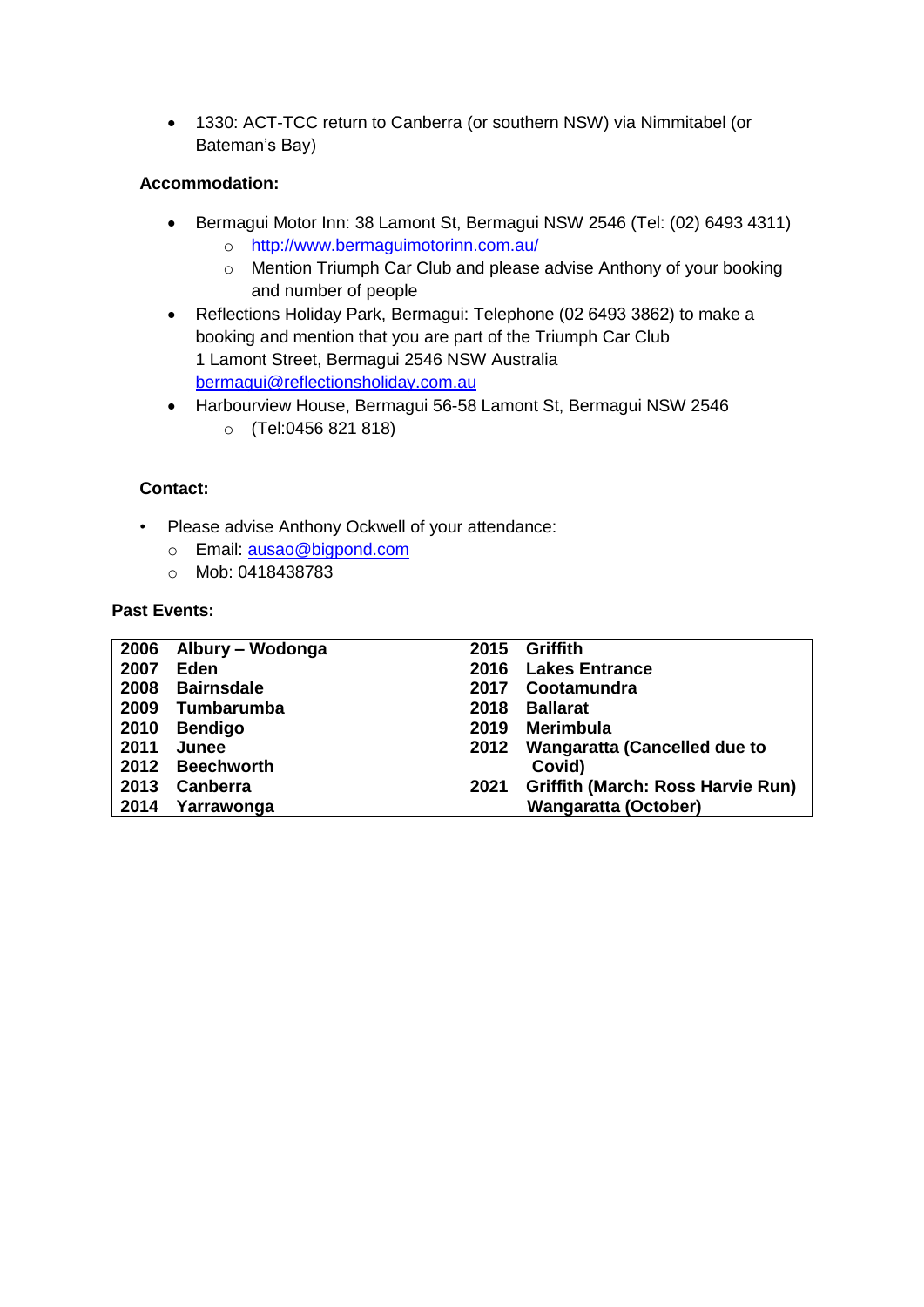- 1330: ACT-TCC return to Canberra (or southern NSW) via Nimmitabel (or Bateman's Bay)

**Accommodation:**

- Bermagui Motor Inn: 38 Lamont St, Bermagui NSW 2546 (Tel: (02) 6493 4311)
  - http://www.bermaguimotorinn.com.au/
  - Mention Triumph Car Club and please advise Anthony of your booking and number of people
- Reflections Holiday Park, Bermagui: Telephone (02 6493 3862) to make a booking and mention that you are part of the Triumph Car Club
  1 Lamont Street, Bermagui 2546 NSW Australia
  bermagui@reflectionsholiday.com.au
- Harbourview House, Bermagui 56-58 Lamont St, Bermagui NSW 2546
  - (Tel:0456 821 818)

**Contact:**

- Please advise Anthony Ockwell of your attendance:
  - Email: ausao@bigpond.com
  - Mob: 0418438783

**Past Events:**

| | | | |
|---|---|---|---|
| **2006** | **Albury – Wodonga** | **2015** | **Griffith** |
| **2007** | **Eden** | **2016** | **Lakes Entrance** |
| **2008** | **Bairnsdale** | **2017** | **Cootamundra** |
| **2009** | **Tumbarumba** | **2018** | **Ballarat** |
| **2010** | **Bendigo** | **2019** | **Merimbula** |
| **2011** | **Junee** | **2012** | **Wangaratta (Cancelled due to Covid)** |
| **2012** | **Beechworth** | | |
| **2013** | **Canberra** | **2021** | **Griffith (March: Ross Harvie Run)** |
| **2014** | **Yarrawonga** | | **Wangaratta (October)** |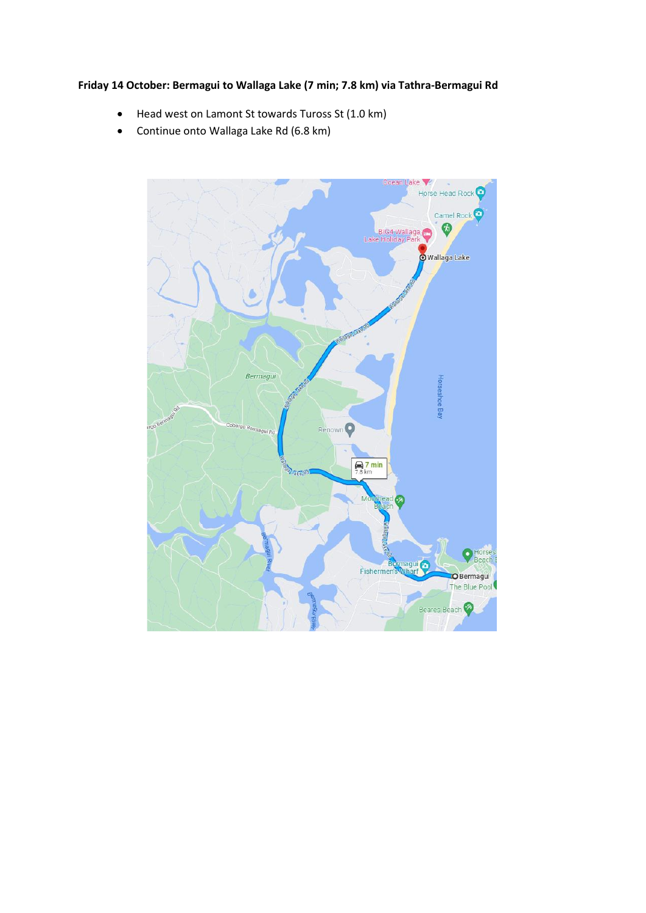**Friday 14 October: Bermagui to Wallaga Lake (7 min; 7.8 km) via Tathra-Bermagui Rd**

- Head west on Lamont St towards Tuross St (1.0 km)
- Continue onto Wallaga Lake Rd (6.8 km)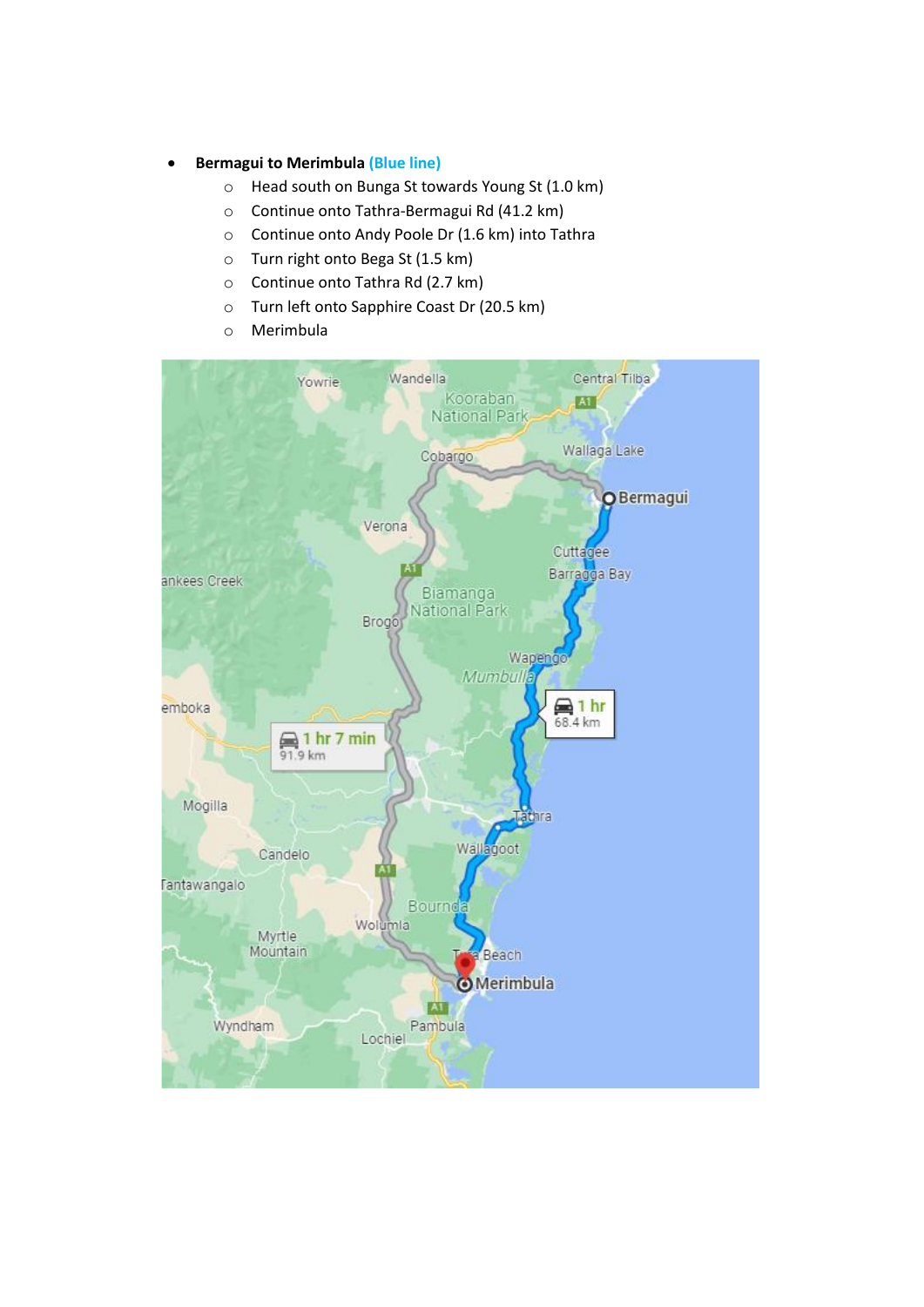- **Bermagui to Merimbula** **(Blue line)**
  - Head south on Bunga St towards Young St (1.0 km)
  - Continue onto Tathra-Bermagui Rd (41.2 km)
  - Continue onto Andy Poole Dr (1.6 km) into Tathra
  - Turn right onto Bega St (1.5 km)
  - Continue onto Tathra Rd (2.7 km)
  - Turn left onto Sapphire Coast Dr (20.5 km)
  - Merimbula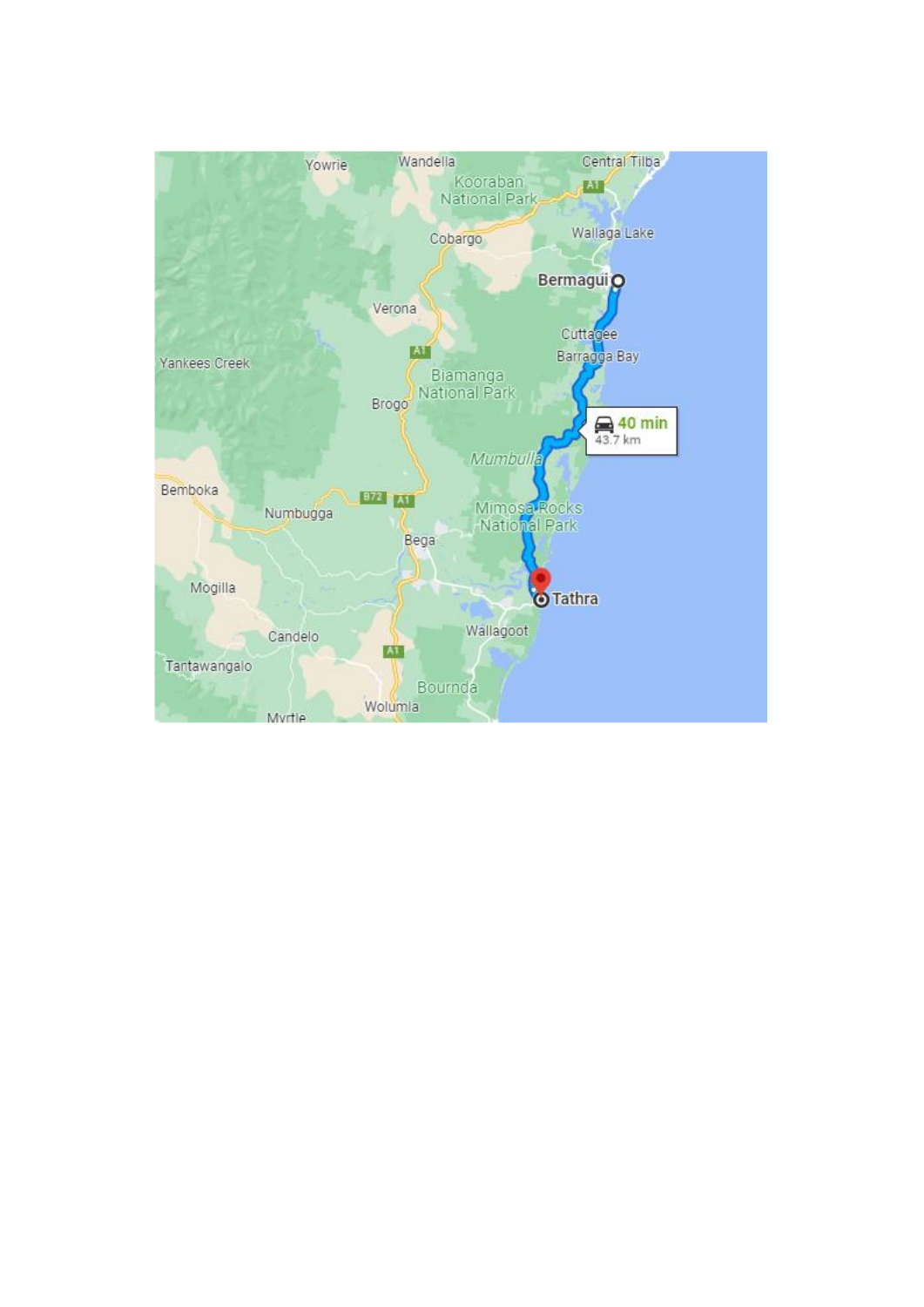Yowrie

Wandella

Central Tilba

Kooraban National Park

A1

Cobargo

Wallaga Lake

Bermagui

Verona

Cuttagee

Barragga Bay

Yankees Creek

A1

Biamanga National Park

Brogo

40 min

43.7 km

Mumbulla

Bemboka

B72

A1

Numbugga

Mimosa Rocks National Park

Bega

Tathra

Mogilla

Wallagoot

Candelo

A1

Tantawangalo

Bournda

Wolumla

Myrtle